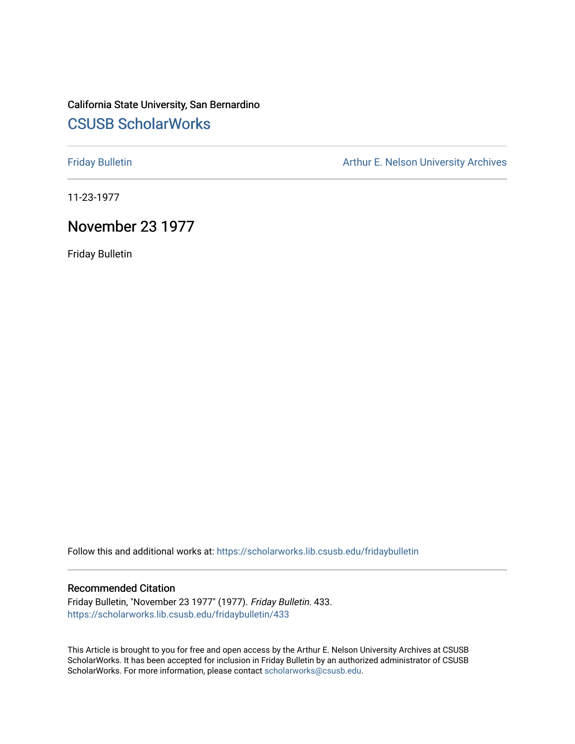California State University, San Bernardino

# CSUSB ScholarWorks

Friday Bulletin

Arthur E. Nelson University Archives

11-23-1977

## November 23 1977

Friday Bulletin

Follow this and additional works at: https://scholarworks.lib.csusb.edu/fridaybulletin

### Recommended Citation

Friday Bulletin, "November 23 1977" (1977). *Friday Bulletin*. 433.
https://scholarworks.lib.csusb.edu/fridaybulletin/433

This Article is brought to you for free and open access by the Arthur E. Nelson University Archives at CSUSB ScholarWorks. It has been accepted for inclusion in Friday Bulletin by an authorized administrator of CSUSB ScholarWorks. For more information, please contact scholarworks@csusb.edu.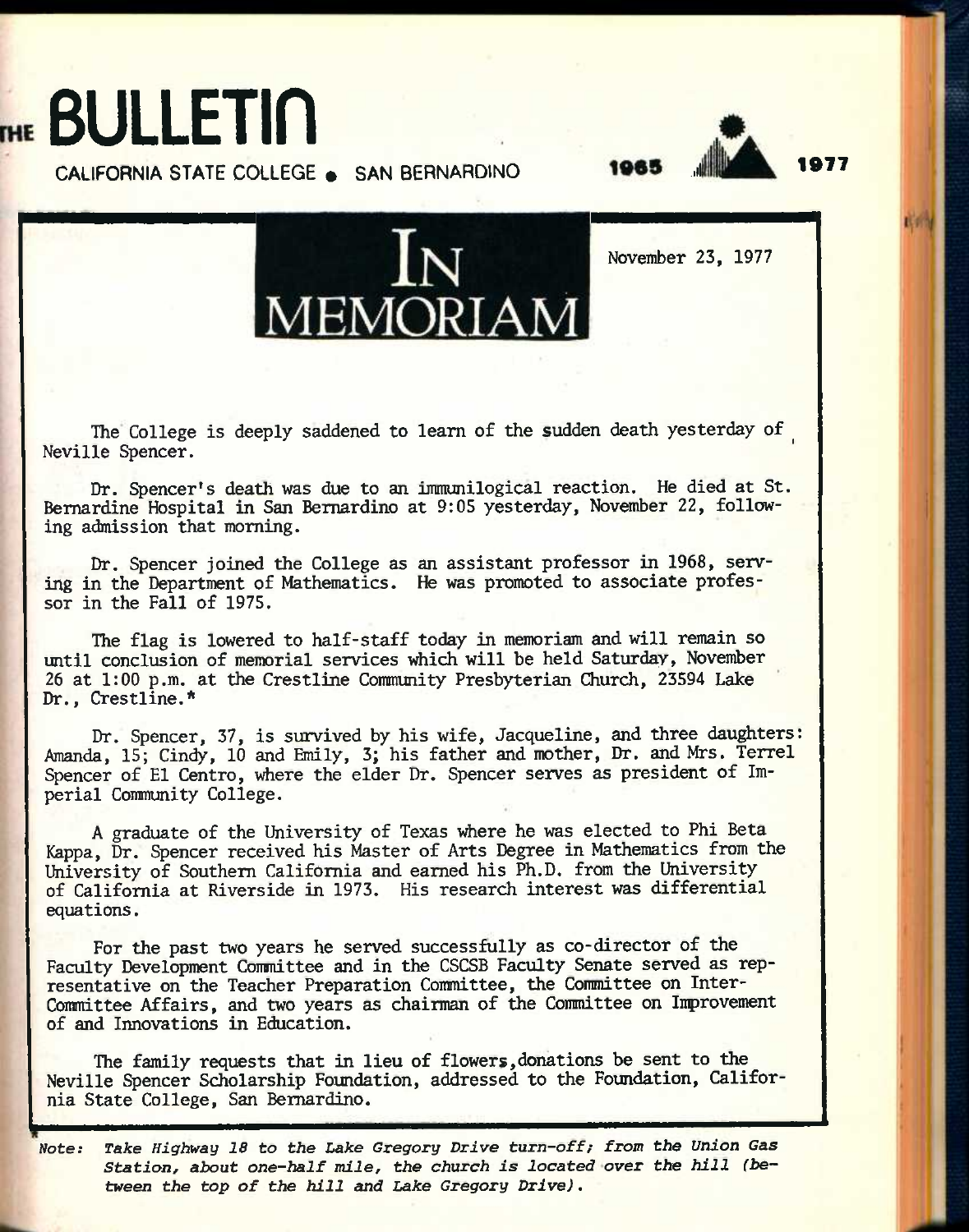# THE BULLETIN

CALIFORNIA STATE COLLEGE • SAN BERNARDINO

1965 1977

# IN MEMORIAM

November 23, 1977

The College is deeply saddened to learn of the sudden death yesterday of Neville Spencer.

Dr. Spencer's death was due to an immunilogical reaction. He died at St. Bernardine Hospital in San Bernardino at 9:05 yesterday, November 22, following admission that morning.

Dr. Spencer joined the College as an assistant professor in 1968, serving in the Department of Mathematics. He was promoted to associate professor in the Fall of 1975.

The flag is lowered to half-staff today in memoriam and will remain so until conclusion of memorial services which will be held Saturday, November 26 at 1:00 p.m. at the Crestline Community Presbyterian Church, 23594 Lake Dr., Crestline.*

Dr. Spencer, 37, is survived by his wife, Jacqueline, and three daughters: Amanda, 15; Cindy, 10 and Emily, 3; his father and mother, Dr. and Mrs. Terrel Spencer of El Centro, where the elder Dr. Spencer serves as president of Imperial Community College.

A graduate of the University of Texas where he was elected to Phi Beta Kappa, Dr. Spencer received his Master of Arts Degree in Mathematics from the University of Southern California and earned his Ph.D. from the University of California at Riverside in 1973. His research interest was differential equations.

For the past two years he served successfully as co-director of the Faculty Development Committee and in the CSCSB Faculty Senate served as representative on the Teacher Preparation Committee, the Committee on Inter-Committee Affairs, and two years as chairman of the Committee on Improvement of and Innovations in Education.

The family requests that in lieu of flowers, donations be sent to the Neville Spencer Scholarship Foundation, addressed to the Foundation, California State College, San Bernardino.

*Note: *Take Highway 18 to the Lake Gregory Drive turn-off; from the Union Gas Station, about one-half mile, the church is located over the hill (between the top of the hill and Lake Gregory Drive).*